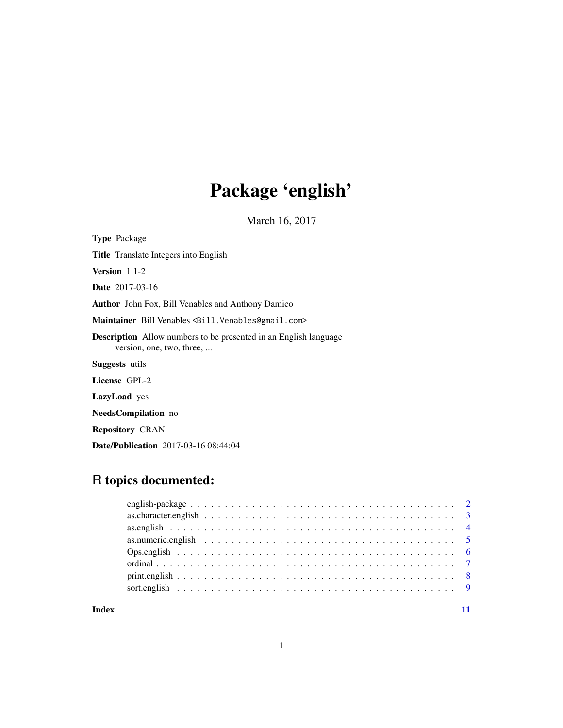# Package 'english'

March 16, 2017

**Type** Package

**Title** Translate Integers into English

**Version** 1.1-2

**Date** 2017-03-16

**Author** John Fox, Bill Venables and Anthony Damico

**Maintainer** Bill Venables <Bill.Venables@gmail.com>

**Description** Allow numbers to be presented in an English language version, one, two, three, ...

**Suggests** utils

**License** GPL-2

**LazyLoad** yes

**NeedsCompilation** no

**Repository** CRAN

**Date/Publication** 2017-03-16 08:44:04

## R topics documented:

english-package . . . . . . . . . . . . . . . . . . . . . . . . . . . . . . . . . . . . . . . 2
as.character.english . . . . . . . . . . . . . . . . . . . . . . . . . . . . . . . . . . . . . 3
as.english . . . . . . . . . . . . . . . . . . . . . . . . . . . . . . . . . . . . . . . . . . . 4
as.numeric.english . . . . . . . . . . . . . . . . . . . . . . . . . . . . . . . . . . . . . . 5
Ops.english . . . . . . . . . . . . . . . . . . . . . . . . . . . . . . . . . . . . . . . . . . 6
ordinal . . . . . . . . . . . . . . . . . . . . . . . . . . . . . . . . . . . . . . . . . . . . . 7
print.english . . . . . . . . . . . . . . . . . . . . . . . . . . . . . . . . . . . . . . . . . 8
sort.english . . . . . . . . . . . . . . . . . . . . . . . . . . . . . . . . . . . . . . . . . . 9

**Index** **11**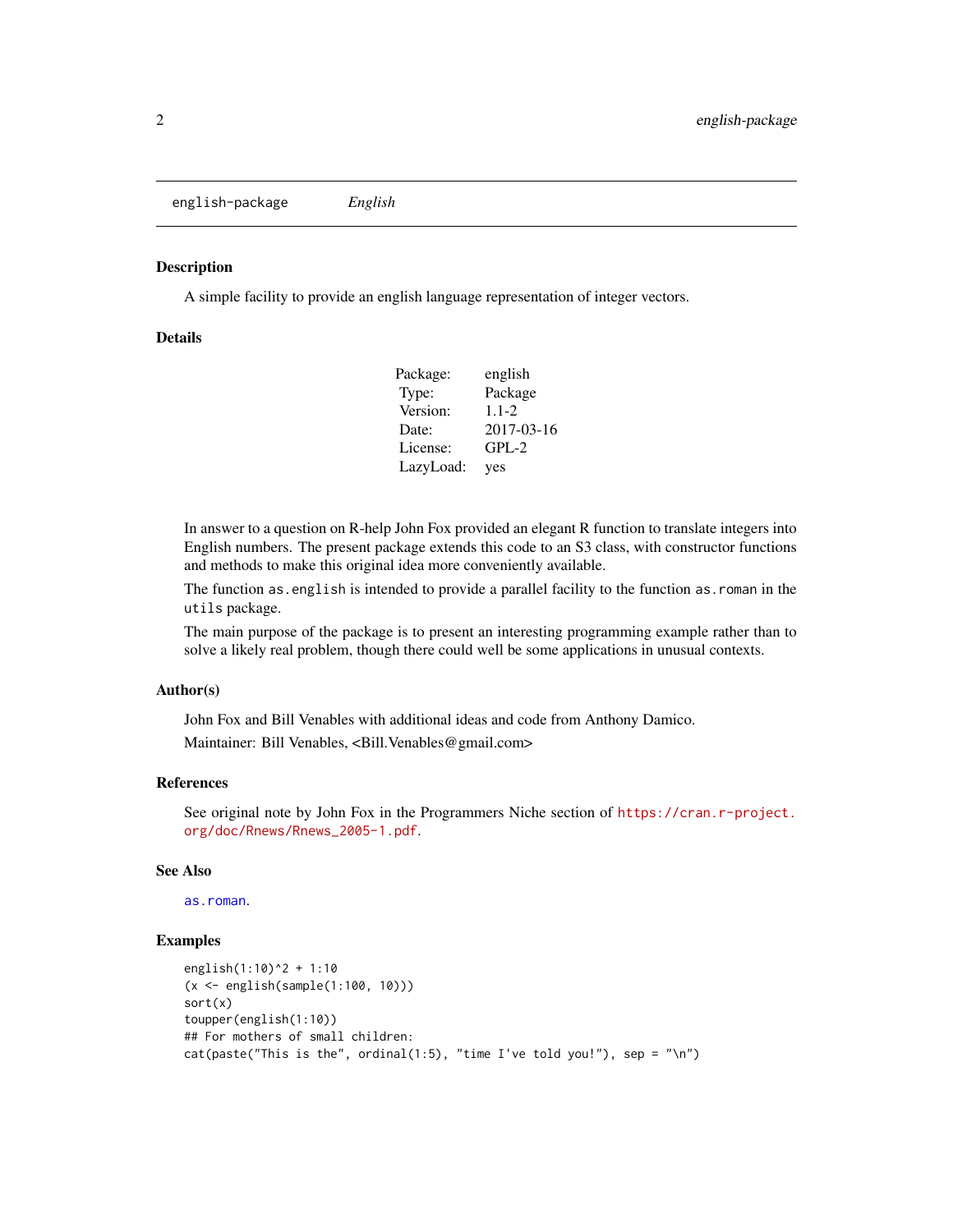english-package *English*

## Description

A simple facility to provide an english language representation of integer vectors.

## Details

| | |
|---|---|
| Package: | english |
| Type: | Package |
| Version: | 1.1-2 |
| Date: | 2017-03-16 |
| License: | GPL-2 |
| LazyLoad: | yes |

In answer to a question on R-help John Fox provided an elegant R function to translate integers into English numbers. The present package extends this code to an S3 class, with constructor functions and methods to make this original idea more conveniently available.

The function `as.english` is intended to provide a parallel facility to the function `as.roman` in the `utils` package.

The main purpose of the package is to present an interesting programming example rather than to solve a likely real problem, though there could well be some applications in unusual contexts.

## Author(s)

John Fox and Bill Venables with additional ideas and code from Anthony Damico.

Maintainer: Bill Venables, <Bill.Venables@gmail.com>

## References

See original note by John Fox in the Programmers Niche section of https://cran.r-project.org/doc/Rnews/Rnews_2005-1.pdf.

## See Also

`as.roman`.

## Examples

```
english(1:10)^2 + 1:10
(x <- english(sample(1:100, 10)))
sort(x)
toupper(english(1:10))
## For mothers of small children:
cat(paste("This is the", ordinal(1:5), "time I've told you!"), sep = "\n")
```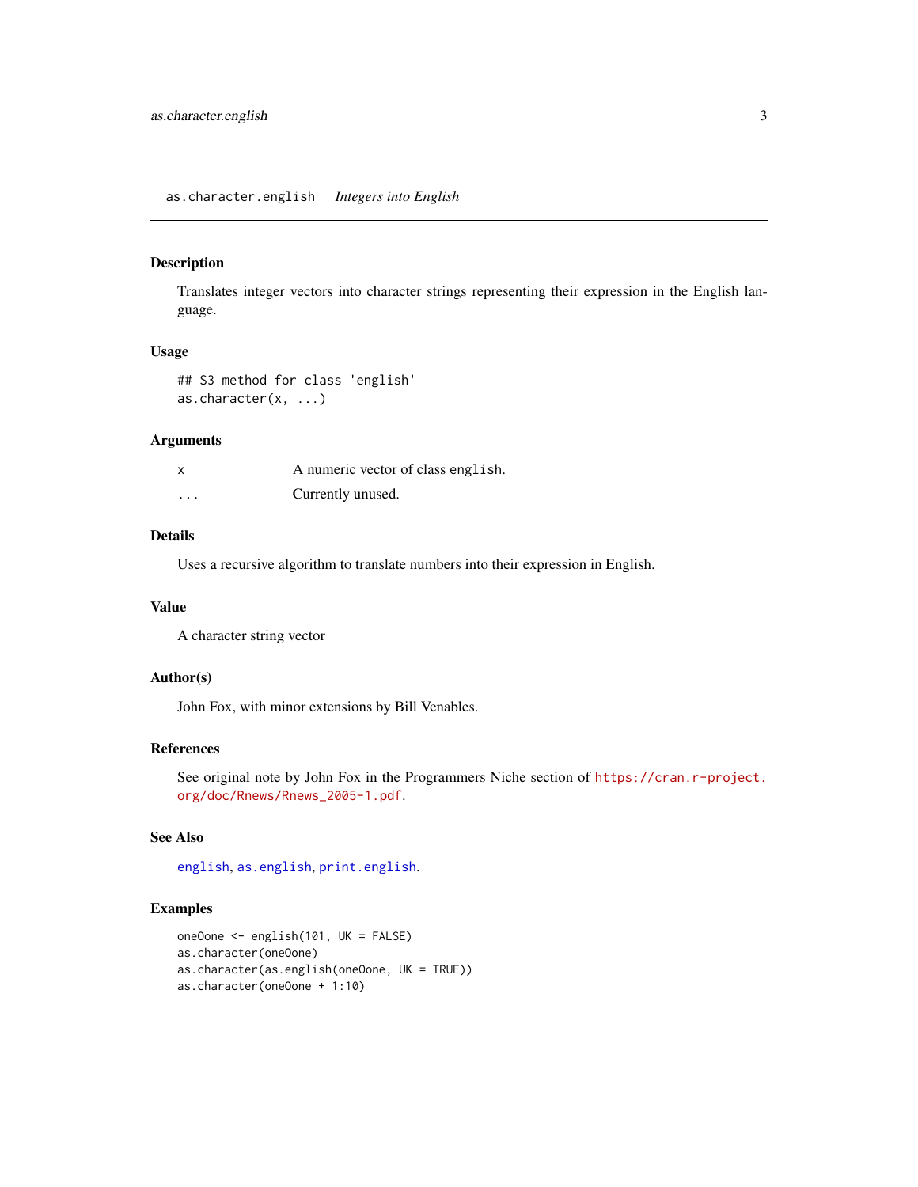## as.character.english    *Integers into English*

### Description

Translates integer vectors into character strings representing their expression in the English language.

### Usage

```
## S3 method for class 'english'
as.character(x, ...)
```

### Arguments

| | |
|---|---|
| `x` | A numeric vector of class `english`. |
| `...` | Currently unused. |

### Details

Uses a recursive algorithm to translate numbers into their expression in English.

### Value

A character string vector

### Author(s)

John Fox, with minor extensions by Bill Venables.

### References

See original note by John Fox in the Programmers Niche section of `https://cran.r-project.org/doc/Rnews/Rnews_2005-1.pdf`.

### See Also

`english`, `as.english`, `print.english`.

### Examples

```
oneOone <- english(101, UK = FALSE)
as.character(oneOone)
as.character(as.english(oneOone, UK = TRUE))
as.character(oneOone + 1:10)
```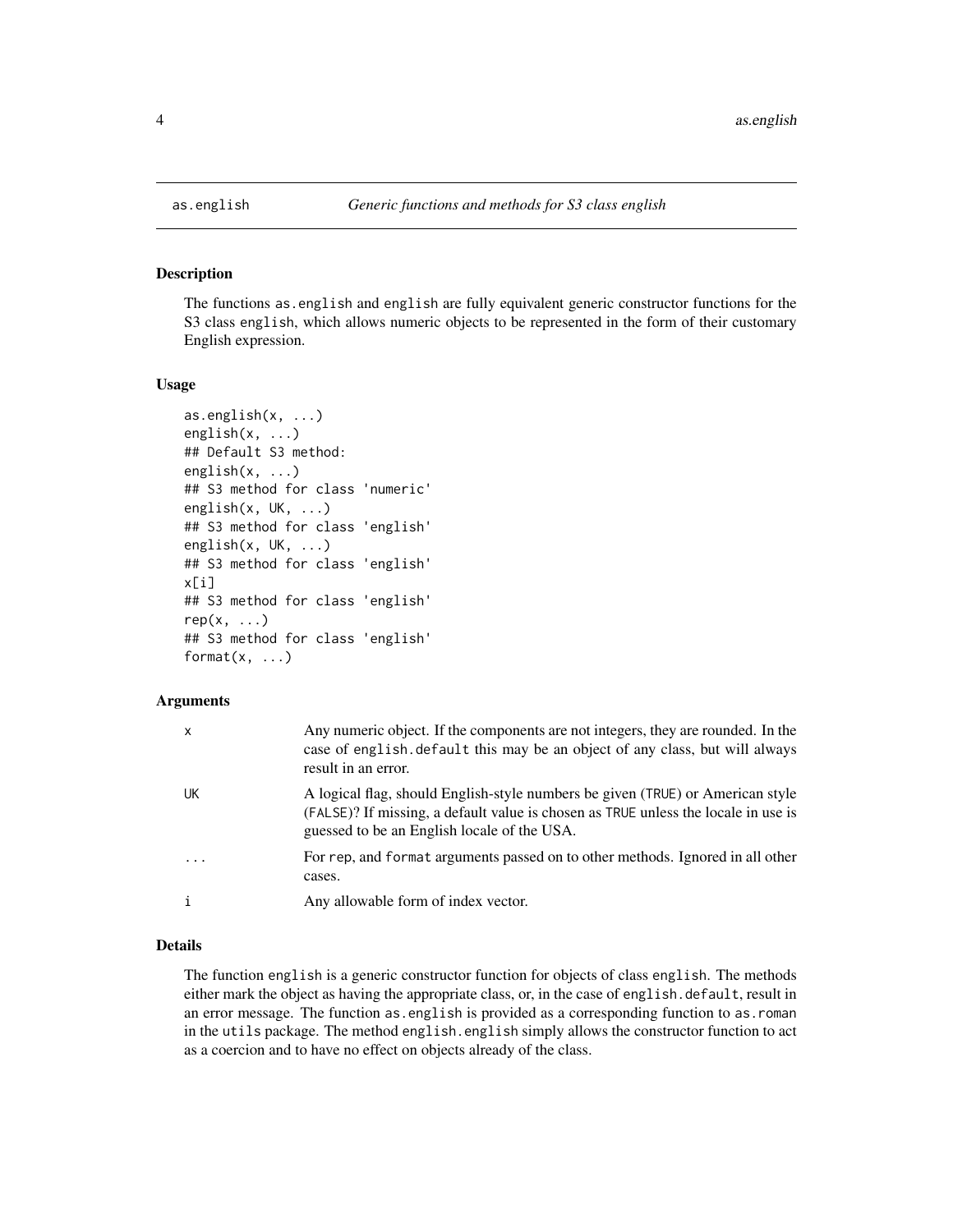as.english — *Generic functions and methods for S3 class english*

## Description

The functions `as.english` and `english` are fully equivalent generic constructor functions for the S3 class `english`, which allows numeric objects to be represented in the form of their customary English expression.

## Usage

```
as.english(x, ...)
english(x, ...)
## Default S3 method:
english(x, ...)
## S3 method for class 'numeric'
english(x, UK, ...)
## S3 method for class 'english'
english(x, UK, ...)
## S3 method for class 'english'
x[i]
## S3 method for class 'english'
rep(x, ...)
## S3 method for class 'english'
format(x, ...)
```

## Arguments

| | |
|---|---|
| `x` | Any numeric object. If the components are not integers, they are rounded. In the case of `english.default` this may be an object of any class, but will always result in an error. |
| `UK` | A logical flag, should English-style numbers be given (`TRUE`) or American style (`FALSE`)? If missing, a default value is chosen as `TRUE` unless the locale in use is guessed to be an English locale of the USA. |
| `...` | For `rep`, and `format` arguments passed on to other methods. Ignored in all other cases. |
| `i` | Any allowable form of index vector. |

## Details

The function `english` is a generic constructor function for objects of class `english`. The methods either mark the object as having the appropriate class, or, in the case of `english.default`, result in an error message. The function `as.english` is provided as a corresponding function to `as.roman` in the `utils` package. The method `english.english` simply allows the constructor function to act as a coercion and to have no effect on objects already of the class.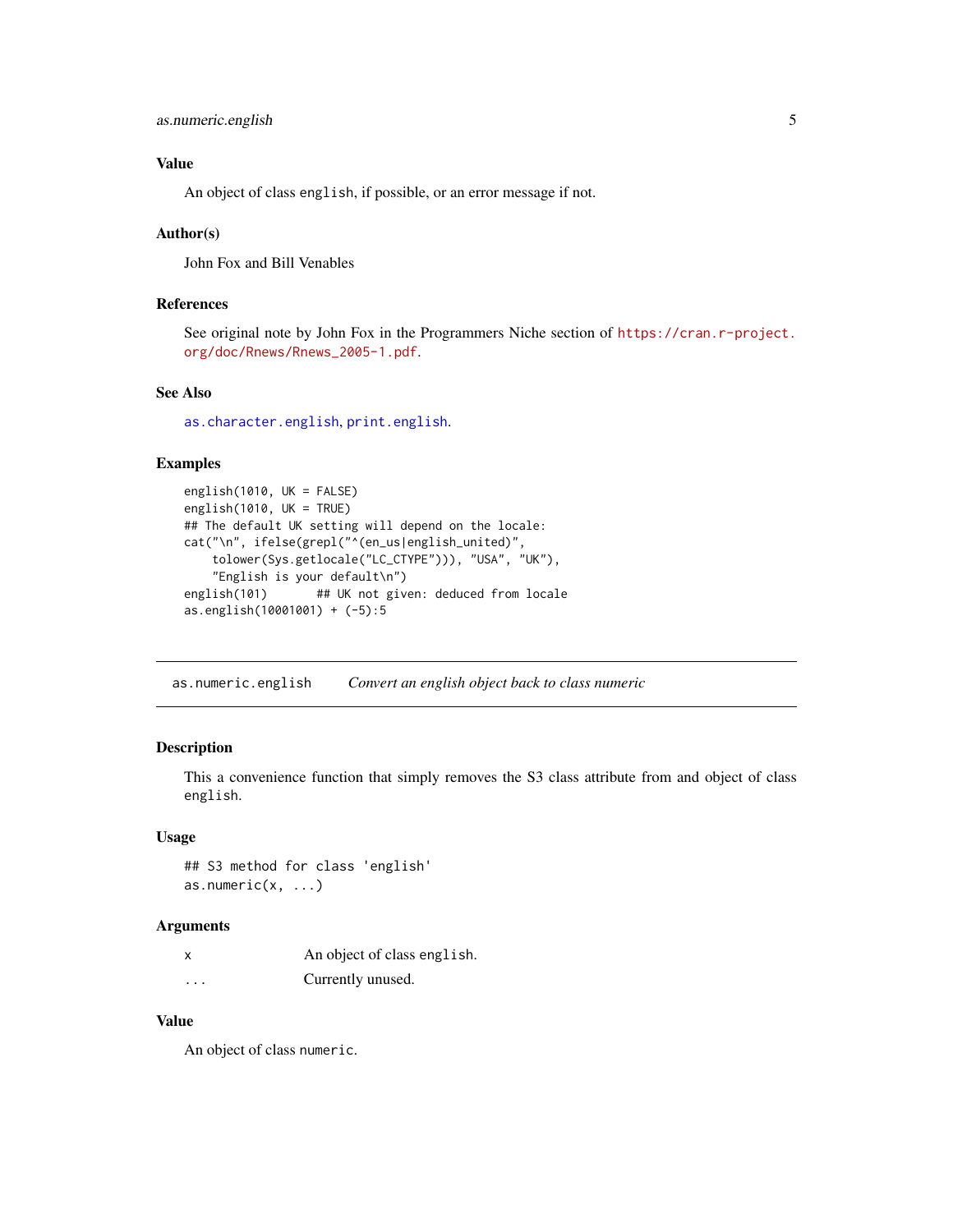### Value

An object of class `english`, if possible, or an error message if not.

### Author(s)

John Fox and Bill Venables

### References

See original note by John Fox in the Programmers Niche section of https://cran.r-project.org/doc/Rnews/Rnews_2005-1.pdf.

### See Also

`as.character.english`, `print.english`.

### Examples

```
english(1010, UK = FALSE)
english(1010, UK = TRUE)
## The default UK setting will depend on the locale:
cat("\n", ifelse(grepl("^(en_us|english_united)",
    tolower(Sys.getlocale("LC_CTYPE"))), "USA", "UK"),
    "English is your default\n")
english(101)       ## UK not given: deduced from locale
as.english(10001001) + (-5):5
```

---

## as.numeric.english &nbsp;&nbsp;&nbsp; *Convert an english object back to class numeric*

### Description

This a convenience function that simply removes the S3 class attribute from and object of class `english`.

### Usage

```
## S3 method for class 'english'
as.numeric(x, ...)
```

### Arguments

| | |
|---|---|
| `x` | An object of class `english`. |
| `...` | Currently unused. |

### Value

An object of class `numeric`.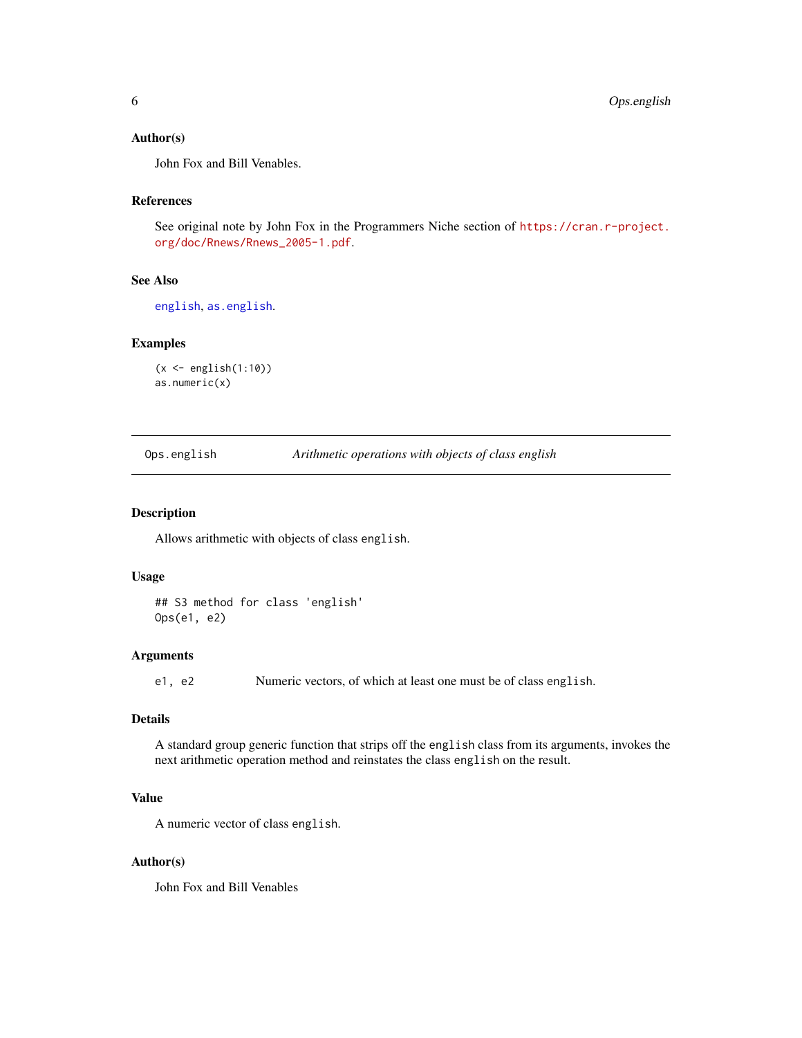### Author(s)

John Fox and Bill Venables.

### References

See original note by John Fox in the Programmers Niche section of https://cran.r-project.org/doc/Rnews/Rnews_2005-1.pdf.

### See Also

english, as.english.

### Examples

```
(x <- english(1:10))
as.numeric(x)
```

---

## Ops.english — *Arithmetic operations with objects of class english*

---

### Description

Allows arithmetic with objects of class `english`.

### Usage

```
## S3 method for class 'english'
Ops(e1, e2)
```

### Arguments

| | |
|---|---|
| `e1, e2` | Numeric vectors, of which at least one must be of class `english`. |

### Details

A standard group generic function that strips off the `english` class from its arguments, invokes the next arithmetic operation method and reinstates the class `english` on the result.

### Value

A numeric vector of class `english`.

### Author(s)

John Fox and Bill Venables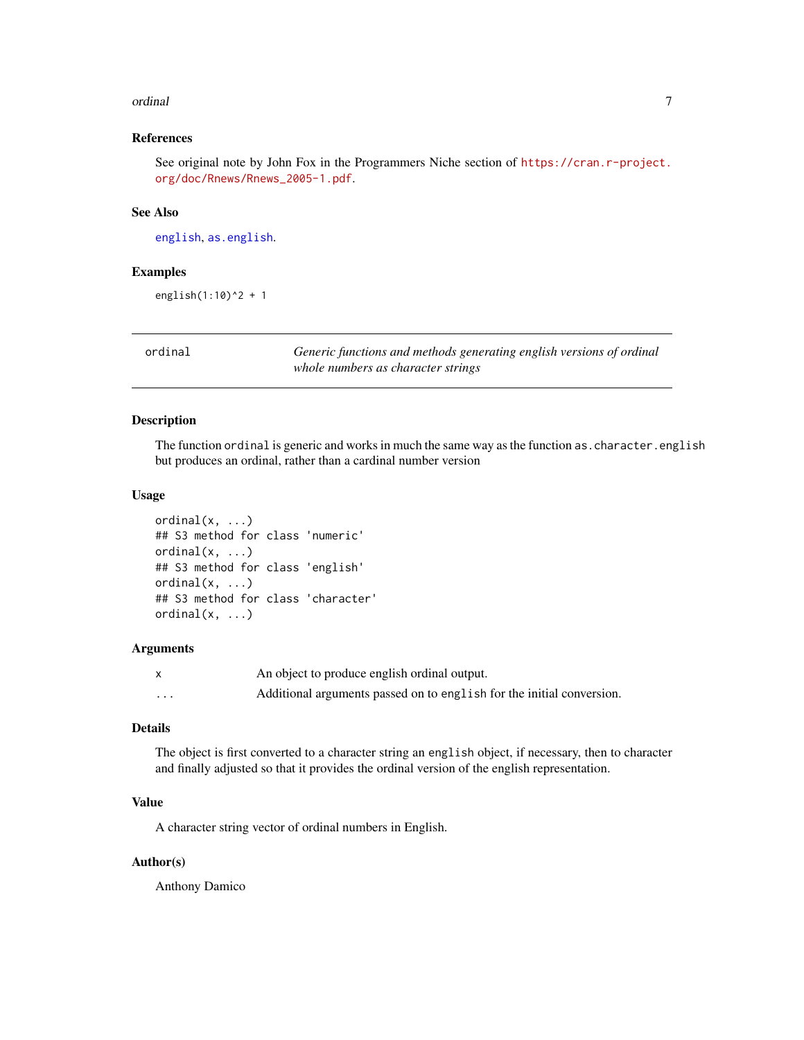### References

See original note by John Fox in the Programmers Niche section of https://cran.r-project.org/doc/Rnews/Rnews_2005-1.pdf.

### See Also

english, as.english.

### Examples

```
english(1:10)^2 + 1
```

---

## ordinal — *Generic functions and methods generating english versions of ordinal whole numbers as character strings*

---

### Description

The function `ordinal` is generic and works in much the same way as the function `as.character.english` but produces an ordinal, rather than a cardinal number version

### Usage

```
ordinal(x, ...)
## S3 method for class 'numeric'
ordinal(x, ...)
## S3 method for class 'english'
ordinal(x, ...)
## S3 method for class 'character'
ordinal(x, ...)
```

### Arguments

| | |
|---|---|
| `x` | An object to produce english ordinal output. |
| `...` | Additional arguments passed on to `english` for the initial conversion. |

### Details

The object is first converted to a character string an `english` object, if necessary, then to character and finally adjusted so that it provides the ordinal version of the english representation.

### Value

A character string vector of ordinal numbers in English.

### Author(s)

Anthony Damico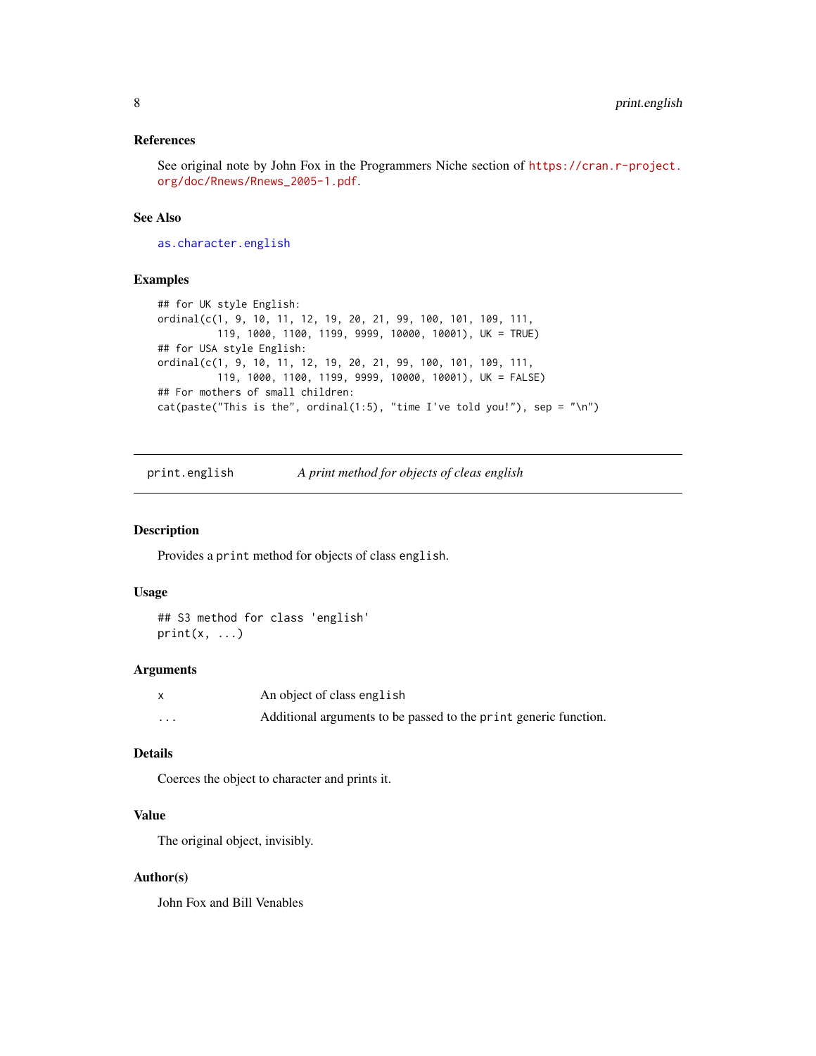### References

See original note by John Fox in the Programmers Niche section of https://cran.r-project.org/doc/Rnews/Rnews_2005-1.pdf.

### See Also

`as.character.english`

### Examples

```
## for UK style English:
ordinal(c(1, 9, 10, 11, 12, 19, 20, 21, 99, 100, 101, 109, 111,
          119, 1000, 1100, 1199, 9999, 10000, 10001), UK = TRUE)
## for USA style English:
ordinal(c(1, 9, 10, 11, 12, 19, 20, 21, 99, 100, 101, 109, 111,
          119, 1000, 1100, 1199, 9999, 10000, 10001), UK = FALSE)
## For mothers of small children:
cat(paste("This is the", ordinal(1:5), "time I've told you!"), sep = "\n")
```

---

## print.english — *A print method for objects of cleas english*

### Description

Provides a `print` method for objects of class `english`.

### Usage

```
## S3 method for class 'english'
print(x, ...)
```

### Arguments

| | |
|---|---|
| `x` | An object of class `english` |
| `...` | Additional arguments to be passed to the `print` generic function. |

### Details

Coerces the object to character and prints it.

### Value

The original object, invisibly.

### Author(s)

John Fox and Bill Venables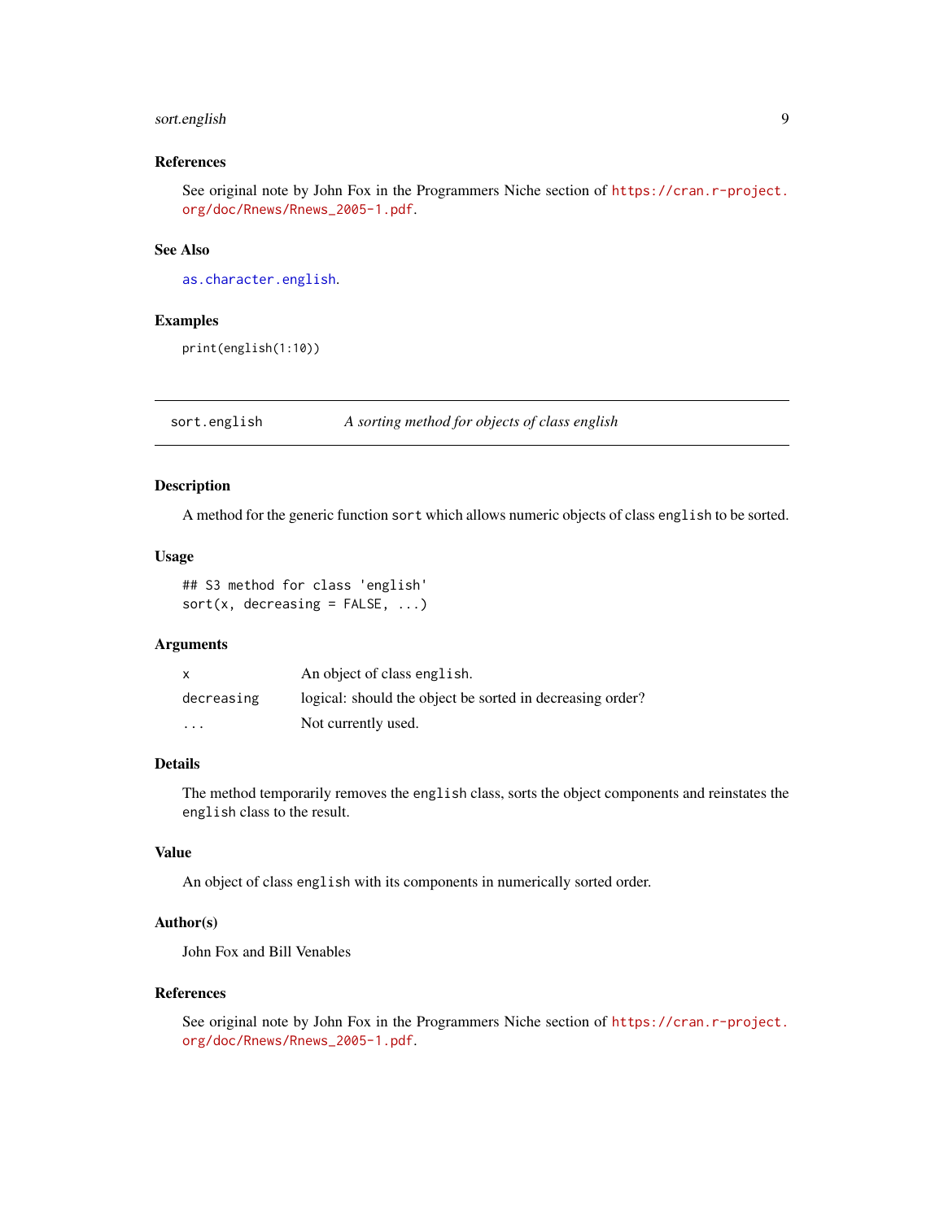## References

See original note by John Fox in the Programmers Niche section of https://cran.r-project.org/doc/Rnews/Rnews_2005-1.pdf.

## See Also

as.character.english.

## Examples

```
print(english(1:10))
```

---

# sort.english — *A sorting method for objects of class english*

---

## Description

A method for the generic function `sort` which allows numeric objects of class `english` to be sorted.

## Usage

```
## S3 method for class 'english'
sort(x, decreasing = FALSE, ...)
```

## Arguments

| | |
|---|---|
| x | An object of class `english`. |
| decreasing | logical: should the object be sorted in decreasing order? |
| ... | Not currently used. |

## Details

The method temporarily removes the `english` class, sorts the object components and reinstates the `english` class to the result.

## Value

An object of class `english` with its components in numerically sorted order.

## Author(s)

John Fox and Bill Venables

## References

See original note by John Fox in the Programmers Niche section of https://cran.r-project.org/doc/Rnews/Rnews_2005-1.pdf.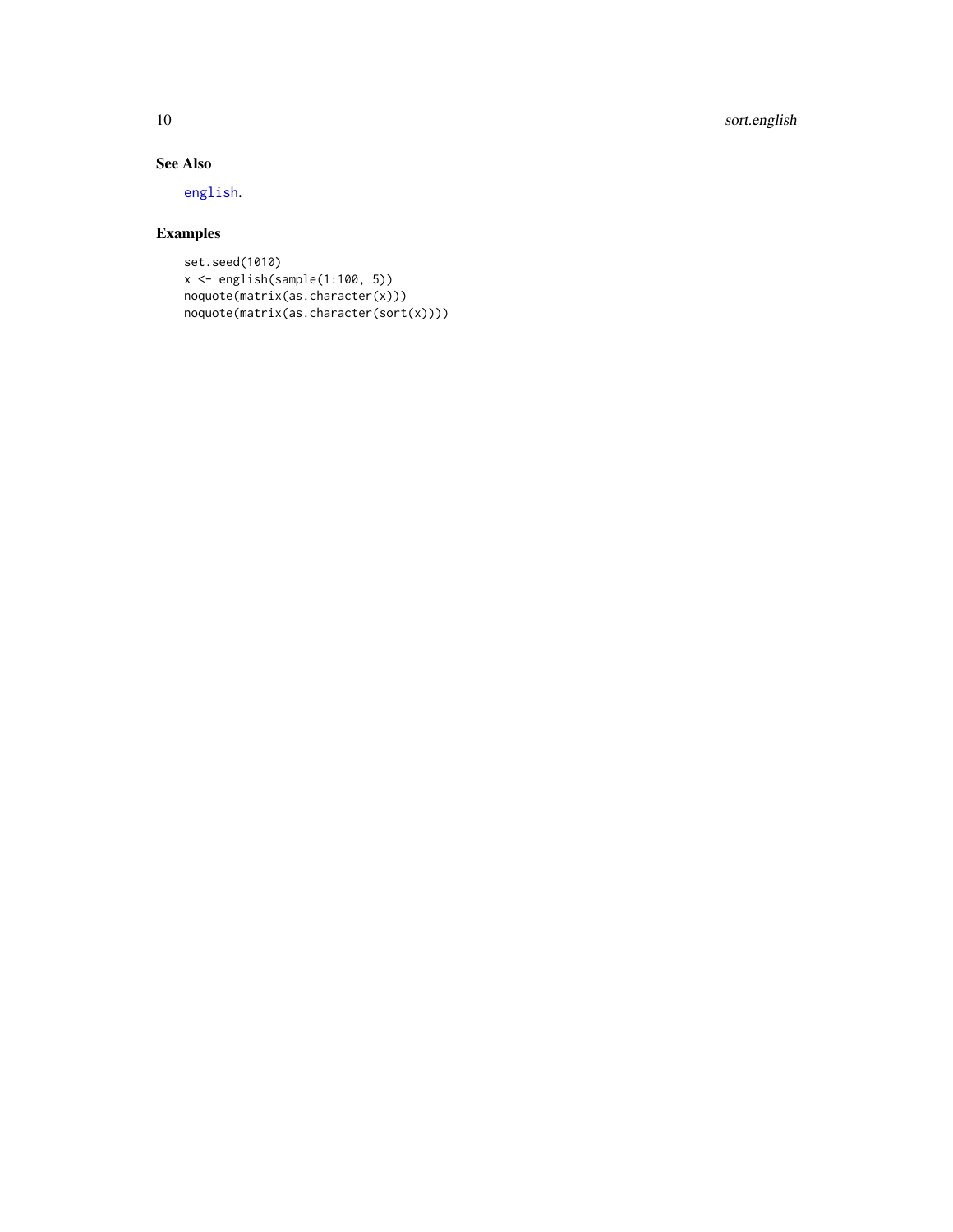## See Also

english.

## Examples

```
set.seed(1010)
x <- english(sample(1:100, 5))
noquote(matrix(as.character(x)))
noquote(matrix(as.character(sort(x))))
```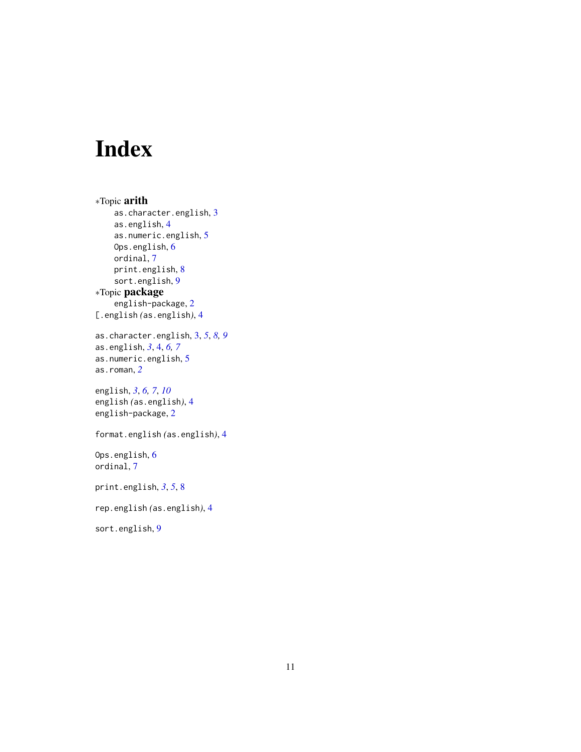# Index

*Topic **arith**

- as.character.english, 3
- as.english, 4
- as.numeric.english, 5
- Ops.english, 6
- ordinal, 7
- print.english, 8
- sort.english, 9

*Topic **package**

- english-package, 2

[.english *(*as.english*)*, 4

as.character.english, 3, *5*, *8, 9*
as.english, *3*, 4, *6, 7*
as.numeric.english, 5
as.roman, *2*

english, *3*, *6, 7*, *10*
english *(*as.english*)*, 4
english-package, 2

format.english *(*as.english*)*, 4

Ops.english, 6
ordinal, 7

print.english, *3*, *5*, 8

rep.english *(*as.english*)*, 4

sort.english, 9